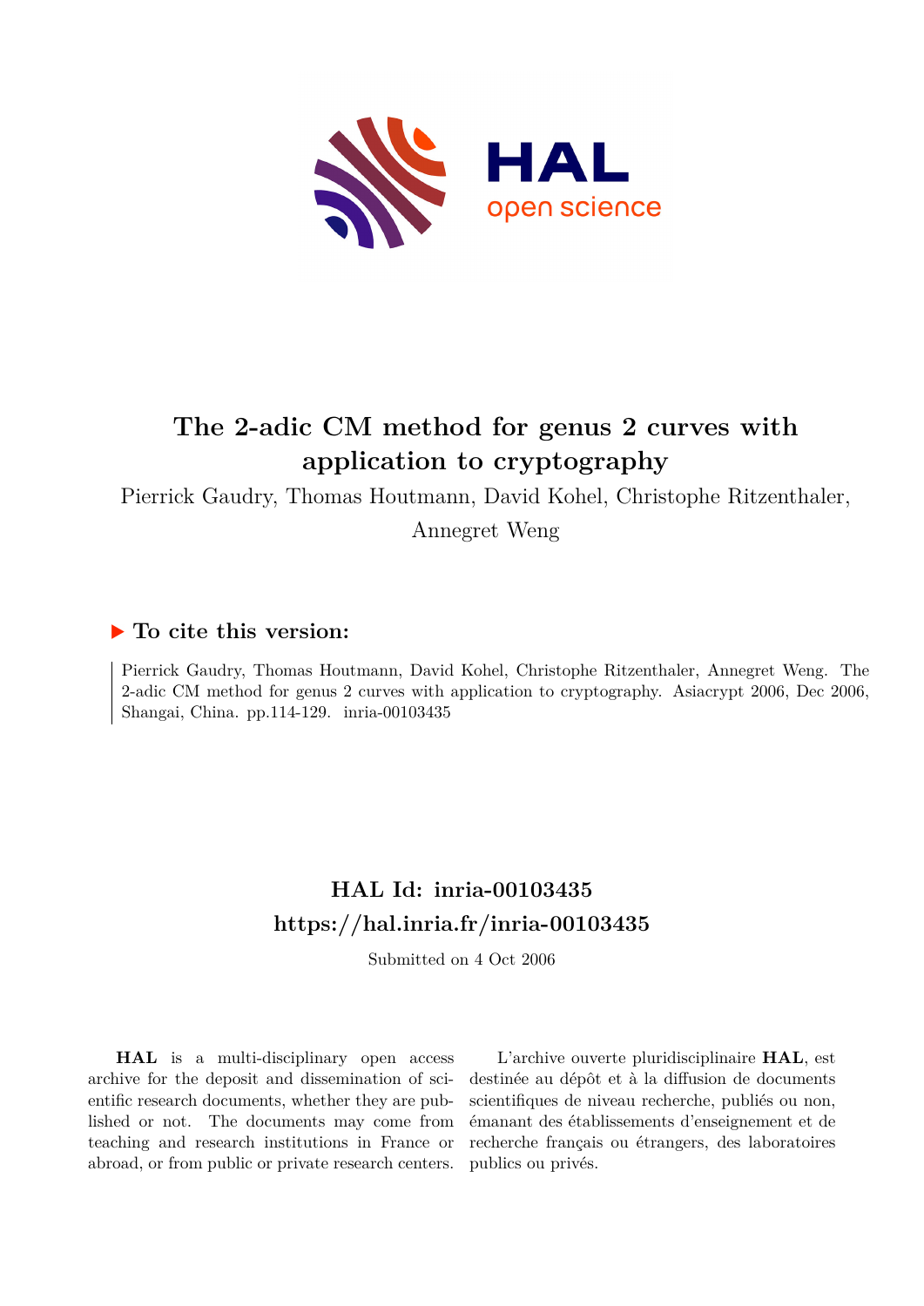# The 2-adic CM method for genus 2 curves with application to cryptography

Pierrick Gaudry, Thomas Houtmann, David Kohel, Christophe Ritzenthaler, Annegret Weng

## ▶ To cite this version:

Pierrick Gaudry, Thomas Houtmann, David Kohel, Christophe Ritzenthaler, Annegret Weng. The 2-adic CM method for genus 2 curves with application to cryptography. Asiacrypt 2006, Dec 2006, Shangai, China. pp.114-129. inria-00103435

## HAL Id: inria-00103435
## https://hal.inria.fr/inria-00103435

Submitted on 4 Oct 2006

**HAL** is a multi-disciplinary open access archive for the deposit and dissemination of scientific research documents, whether they are published or not. The documents may come from teaching and research institutions in France or abroad, or from public or private research centers.

L'archive ouverte pluridisciplinaire **HAL**, est destinée au dépôt et à la diffusion de documents scientifiques de niveau recherche, publiés ou non, émanant des établissements d'enseignement et de recherche français ou étrangers, des laboratoires publics ou privés.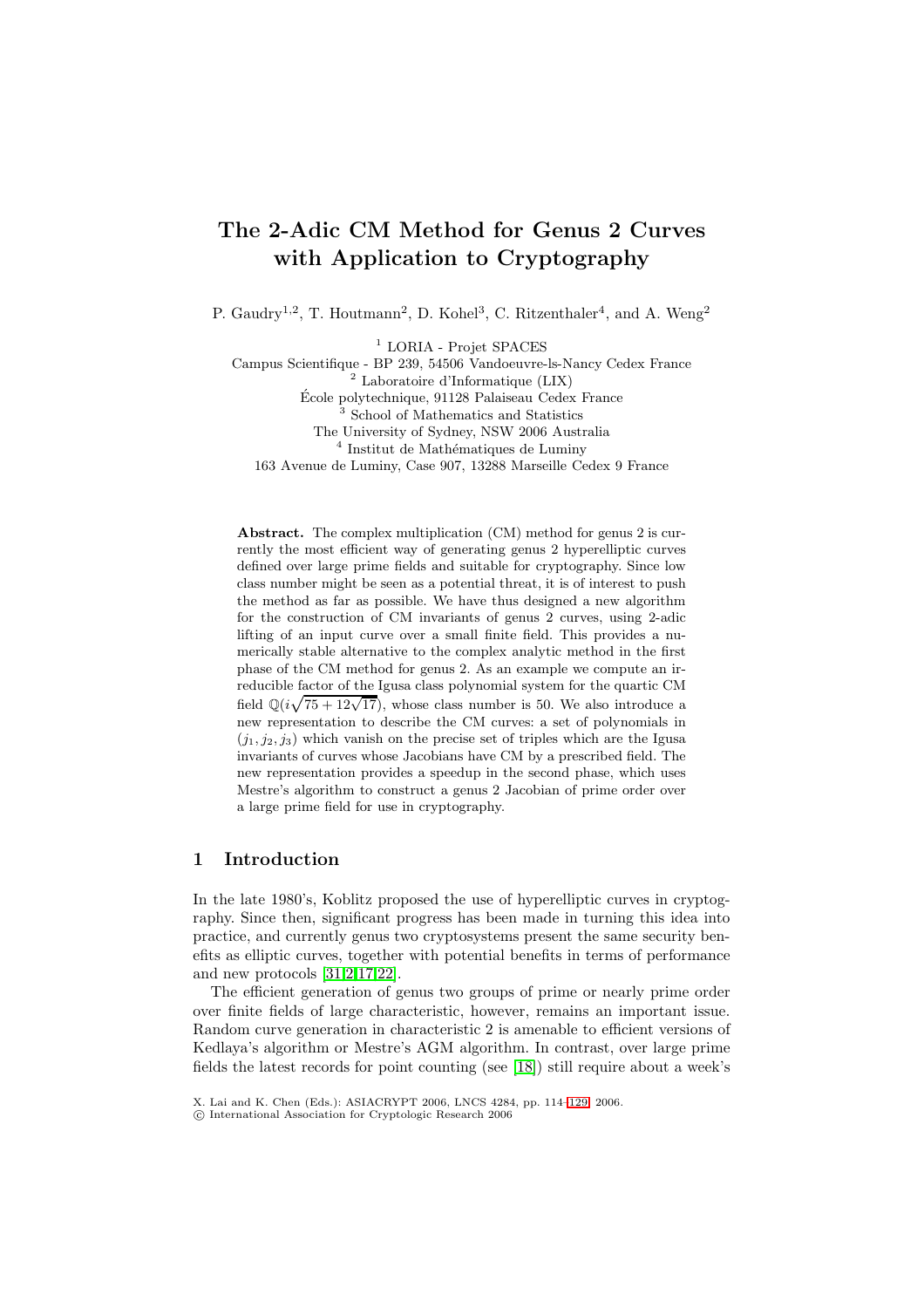# The 2-Adic CM Method for Genus 2 Curves with Application to Cryptography

P. Gaudry[1,2], T. Houtmann[2], D. Kohel[3], C. Ritzenthaler[4], and A. Weng[2]

[1] LORIA - Projet SPACES
Campus Scientifique - BP 239, 54506 Vandoeuvre-ls-Nancy Cedex France
[2] Laboratoire d'Informatique (LIX)
École polytechnique, 91128 Palaiseau Cedex France
[3] School of Mathematics and Statistics
The University of Sydney, NSW 2006 Australia
[4] Institut de Mathématiques de Luminy
163 Avenue de Luminy, Case 907, 13288 Marseille Cedex 9 France

**Abstract.** The complex multiplication (CM) method for genus 2 is currently the most efficient way of generating genus 2 hyperelliptic curves defined over large prime fields and suitable for cryptography. Since low class number might be seen as a potential threat, it is of interest to push the method as far as possible. We have thus designed a new algorithm for the construction of CM invariants of genus 2 curves, using 2-adic lifting of an input curve over a small finite field. This provides a numerically stable alternative to the complex analytic method in the first phase of the CM method for genus 2. As an example we compute an irreducible factor of the Igusa class polynomial system for the quartic CM field $\mathbb{Q}(i\sqrt{75+12\sqrt{17}})$, whose class number is 50. We also introduce a new representation to describe the CM curves: a set of polynomials in $(j_1, j_2, j_3)$ which vanish on the precise set of triples which are the Igusa invariants of curves whose Jacobians have CM by a prescribed field. The new representation provides a speedup in the second phase, which uses Mestre's algorithm to construct a genus 2 Jacobian of prime order over a large prime field for use in cryptography.

## 1 Introduction

In the late 1980's, Koblitz proposed the use of hyperelliptic curves in cryptography. Since then, significant progress has been made in turning this idea into practice, and currently genus two cryptosystems present the same security benefits as elliptic curves, together with potential benefits in terms of performance and new protocols [31,2,17,22].

The efficient generation of genus two groups of prime or nearly prime order over finite fields of large characteristic, however, remains an important issue. Random curve generation in characteristic 2 is amenable to efficient versions of Kedlaya's algorithm or Mestre's AGM algorithm. In contrast, over large prime fields the latest records for point counting (see [18]) still require about a week's

X. Lai and K. Chen (Eds.): ASIACRYPT 2006, LNCS 4284, pp. 114–129, 2006.
© International Association for Cryptologic Research 2006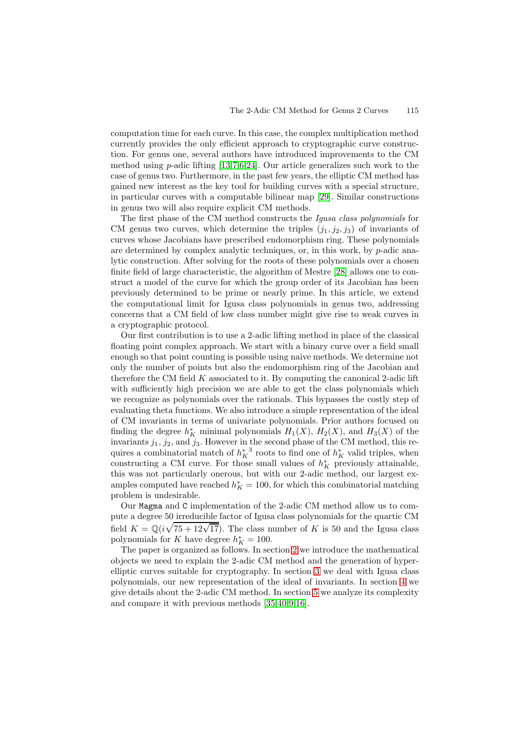computation time for each curve. In this case, the complex multiplication method currently provides the only efficient approach to cryptographic curve construction. For genus one, several authors have introduced improvements to the CM method using $p$-adic lifting [13,7,6,24]. Our article generalizes such work to the case of genus two. Furthermore, in the past few years, the elliptic CM method has gained new interest as the key tool for building curves with a special structure, in particular curves with a computable bilinear map [29]. Similar constructions in genus two will also require explicit CM methods.

The first phase of the CM method constructs the *Igusa class polynomials* for CM genus two curves, which determine the triples $(j_1, j_2, j_3)$ of invariants of curves whose Jacobians have prescribed endomorphism ring. These polynomials are determined by complex analytic techniques, or, in this work, by $p$-adic analytic construction. After solving for the roots of these polynomials over a chosen finite field of large characteristic, the algorithm of Mestre [28] allows one to construct a model of the curve for which the group order of its Jacobian has been previously determined to be prime or nearly prime. In this article, we extend the computational limit for Igusa class polynomials in genus two, addressing concerns that a CM field of low class number might give rise to weak curves in a cryptographic protocol.

Our first contribution is to use a 2-adic lifting method in place of the classical floating point complex approach. We start with a binary curve over a field small enough so that point counting is possible using naive methods. We determine not only the number of points but also the endomorphism ring of the Jacobian and therefore the CM field $K$ associated to it. By computing the canonical 2-adic lift with sufficiently high precision we are able to get the class polynomials which we recognize as polynomials over the rationals. This bypasses the costly step of evaluating theta functions. We also introduce a simple representation of the ideal of CM invariants in terms of univariate polynomials. Prior authors focused on finding the degree $h_K^*$ minimal polynomials $H_1(X)$, $H_2(X)$, and $H_3(X)$ of the invariants $j_1$, $j_2$, and $j_3$. However in the second phase of the CM method, this requires a combinatorial match of ${h_K^*}^3$ roots to find one of $h_K^*$ valid triples, when constructing a CM curve. For those small values of $h_K^*$ previously attainable, this was not particularly onerous, but with our 2-adic method, our largest examples computed have reached $h_K^* = 100$, for which this combinatorial matching problem is undesirable.

Our `Magma` and `C` implementation of the 2-adic CM method allow us to compute a degree 50 irreducible factor of Igusa class polynomials for the quartic CM field $K = \mathbb{Q}(i\sqrt{75 + 12\sqrt{17}})$. The class number of $K$ is 50 and the Igusa class polynomials for $K$ have degree $h_K^* = 100$.

The paper is organized as follows. In section 2 we introduce the mathematical objects we need to explain the 2-adic CM method and the generation of hyperelliptic curves suitable for cryptography. In section 3 we deal with Igusa class polynomials, our new representation of the ideal of invariants. In section 4 we give details about the 2-adic CM method. In section 5 we analyze its complexity and compare it with previous methods [35,40,9,16].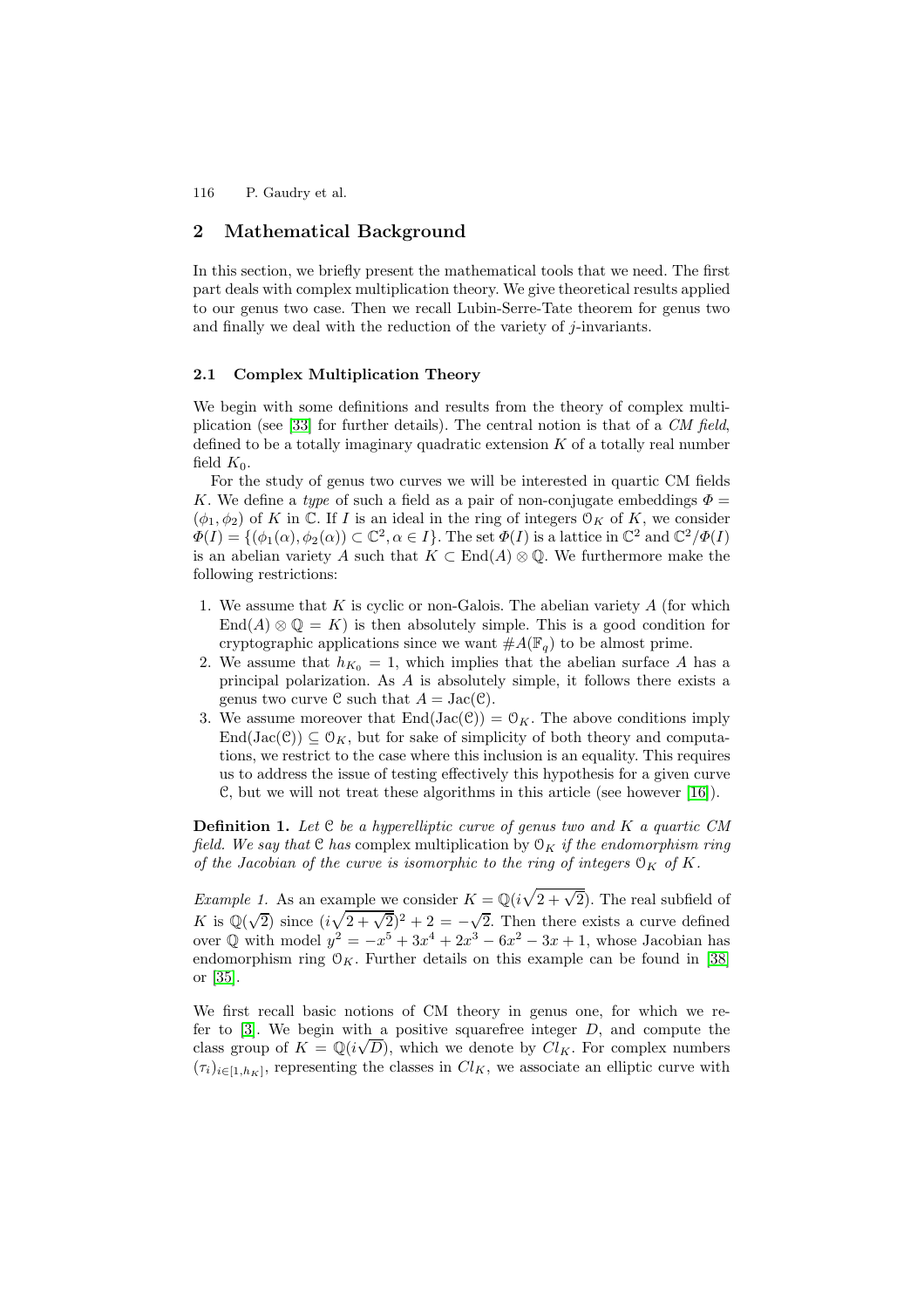## 2 Mathematical Background

In this section, we briefly present the mathematical tools that we need. The first part deals with complex multiplication theory. We give theoretical results applied to our genus two case. Then we recall Lubin-Serre-Tate theorem for genus two and finally we deal with the reduction of the variety of $j$-invariants.

### 2.1 Complex Multiplication Theory

We begin with some definitions and results from the theory of complex multiplication (see [33] for further details). The central notion is that of a *CM field*, defined to be a totally imaginary quadratic extension $K$ of a totally real number field $K_0$.

For the study of genus two curves we will be interested in quartic CM fields $K$. We define a *type* of such a field as a pair of non-conjugate embeddings $\Phi = (\phi_1, \phi_2)$ of $K$ in $\mathbb{C}$. If $I$ is an ideal in the ring of integers $\mathcal{O}_K$ of $K$, we consider $\Phi(I) = \{(\phi_1(\alpha), \phi_2(\alpha)) \subset \mathbb{C}^2, \alpha \in I\}$. The set $\Phi(I)$ is a lattice in $\mathbb{C}^2$ and $\mathbb{C}^2/\Phi(I)$ is an abelian variety $A$ such that $K \subset \mathrm{End}(A) \otimes \mathbb{Q}$. We furthermore make the following restrictions:

1. We assume that $K$ is cyclic or non-Galois. The abelian variety $A$ (for which $\mathrm{End}(A) \otimes \mathbb{Q} = K$) is then absolutely simple. This is a good condition for cryptographic applications since we want $\#A(\mathbb{F}_q)$ to be almost prime.
2. We assume that $h_{K_0} = 1$, which implies that the abelian surface $A$ has a principal polarization. As $A$ is absolutely simple, it follows there exists a genus two curve $\mathcal{C}$ such that $A = \mathrm{Jac}(\mathcal{C})$.
3. We assume moreover that $\mathrm{End}(\mathrm{Jac}(\mathcal{C})) = \mathcal{O}_K$. The above conditions imply $\mathrm{End}(\mathrm{Jac}(\mathcal{C})) \subseteq \mathcal{O}_K$, but for sake of simplicity of both theory and computations, we restrict to the case where this inclusion is an equality. This requires us to address the issue of testing effectively this hypothesis for a given curve $\mathcal{C}$, but we will not treat these algorithms in this article (see however [16]).

**Definition 1.** *Let $\mathcal{C}$ be a hyperelliptic curve of genus two and $K$ a quartic CM field. We say that $\mathcal{C}$ has* complex multiplication by $\mathcal{O}_K$ *if the endomorphism ring of the Jacobian of the curve is isomorphic to the ring of integers $\mathcal{O}_K$ of $K$.*

*Example 1.* As an example we consider $K = \mathbb{Q}(i\sqrt{2+\sqrt{2}})$. The real subfield of $K$ is $\mathbb{Q}(\sqrt{2})$ since $(i\sqrt{2+\sqrt{2}})^2 + 2 = -\sqrt{2}$. Then there exists a curve defined over $\mathbb{Q}$ with model $y^2 = -x^5 + 3x^4 + 2x^3 - 6x^2 - 3x + 1$, whose Jacobian has endomorphism ring $\mathcal{O}_K$. Further details on this example can be found in [38] or [35].

We first recall basic notions of CM theory in genus one, for which we refer to [3]. We begin with a positive squarefree integer $D$, and compute the class group of $K = \mathbb{Q}(i\sqrt{D})$, which we denote by $Cl_K$. For complex numbers $(\tau_i)_{i\in[1,h_K]}$, representing the classes in $Cl_K$, we associate an elliptic curve with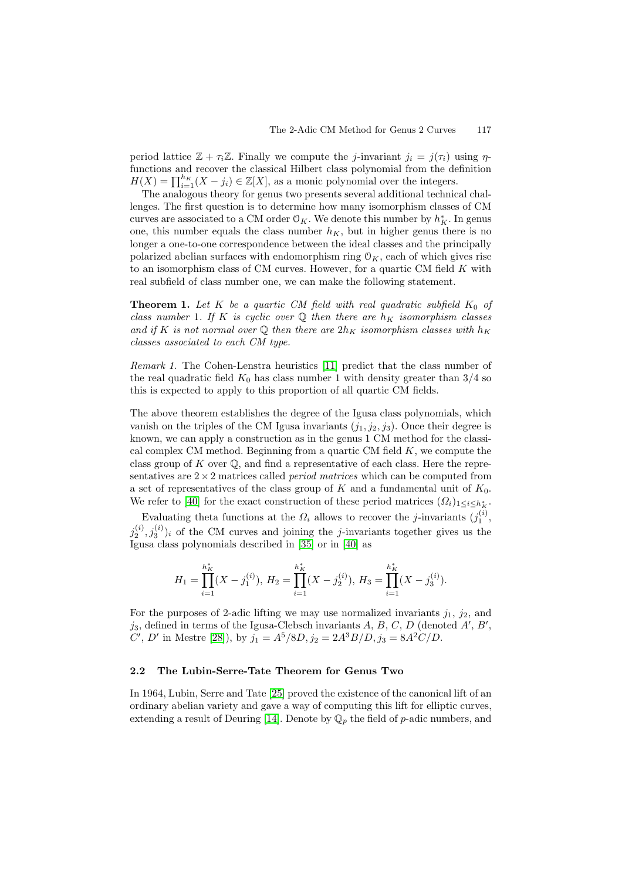period lattice $\mathbb{Z} + \tau_i\mathbb{Z}$. Finally we compute the $j$-invariant $j_i = j(\tau_i)$ using $\eta$-functions and recover the classical Hilbert class polynomial from the definition $H(X) = \prod_{i=1}^{h_K}(X - j_i) \in \mathbb{Z}[X]$, as a monic polynomial over the integers.

The analogous theory for genus two presents several additional technical challenges. The first question is to determine how many isomorphism classes of CM curves are associated to a CM order $\mathcal{O}_K$. We denote this number by $h_K^*$. In genus one, this number equals the class number $h_K$, but in higher genus there is no longer a one-to-one correspondence between the ideal classes and the principally polarized abelian surfaces with endomorphism ring $\mathcal{O}_K$, each of which gives rise to an isomorphism class of CM curves. However, for a quartic CM field $K$ with real subfield of class number one, we can make the following statement.

**Theorem 1.** *Let $K$ be a quartic CM field with real quadratic subfield $K_0$ of class number 1. If $K$ is cyclic over $\mathbb{Q}$ then there are $h_K$ isomorphism classes and if $K$ is not normal over $\mathbb{Q}$ then there are $2h_K$ isomorphism classes with $h_K$ classes associated to each CM type.*

*Remark 1.* The Cohen-Lenstra heuristics [11] predict that the class number of the real quadratic field $K_0$ has class number 1 with density greater than $3/4$ so this is expected to apply to this proportion of all quartic CM fields.

The above theorem establishes the degree of the Igusa class polynomials, which vanish on the triples of the CM Igusa invariants $(j_1, j_2, j_3)$. Once their degree is known, we can apply a construction as in the genus 1 CM method for the classical complex CM method. Beginning from a quartic CM field $K$, we compute the class group of $K$ over $\mathbb{Q}$, and find a representative of each class. Here the representatives are $2 \times 2$ matrices called *period matrices* which can be computed from a set of representatives of the class group of $K$ and a fundamental unit of $K_0$. We refer to [40] for the exact construction of these period matrices $(\Omega_i)_{1 \le i \le h_K^*}$.

Evaluating theta functions at the $\Omega_i$ allows to recover the $j$-invariants $(j_1^{(i)}, j_2^{(i)}, j_3^{(i)})_i$ of the CM curves and joining the $j$-invariants together gives us the Igusa class polynomials described in [35] or in [40] as

$$H_1 = \prod_{i=1}^{h_K^*}(X - j_1^{(i)}),\ H_2 = \prod_{i=1}^{h_K^*}(X - j_2^{(i)}),\ H_3 = \prod_{i=1}^{h_K^*}(X - j_3^{(i)}).$$

For the purposes of 2-adic lifting we may use normalized invariants $j_1$, $j_2$, and $j_3$, defined in terms of the Igusa-Clebsch invariants $A$, $B$, $C$, $D$ (denoted $A'$, $B'$, $C'$, $D'$ in Mestre [28]), by $j_1 = A^5/8D, j_2 = 2A^3B/D, j_3 = 8A^2C/D$.

### 2.2 The Lubin-Serre-Tate Theorem for Genus Two

In 1964, Lubin, Serre and Tate [25] proved the existence of the canonical lift of an ordinary abelian variety and gave a way of computing this lift for elliptic curves, extending a result of Deuring [14]. Denote by $\mathbb{Q}_p$ the field of $p$-adic numbers, and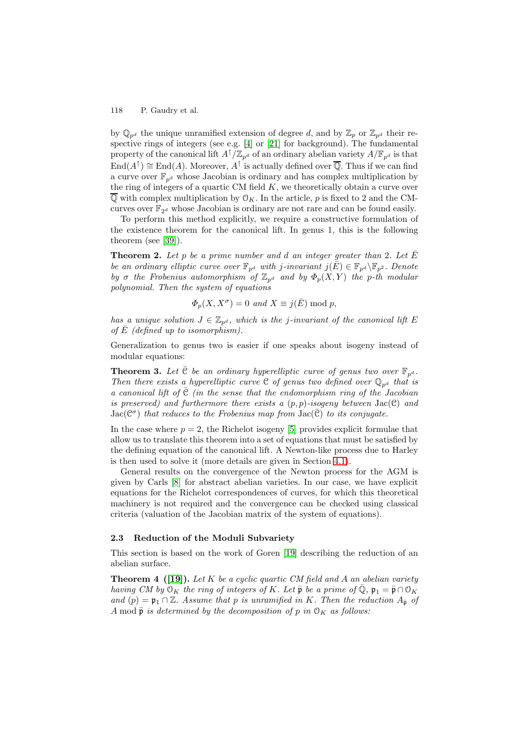by $\mathbb{Q}_{p^d}$ the unique unramified extension of degree $d$, and by $\mathbb{Z}_p$ or $\mathbb{Z}_{p^d}$ their respective rings of integers (see e.g. [4] or [21] for background). The fundamental property of the canonical lift $A^{\uparrow}/\mathbb{Z}_{p^d}$ of an ordinary abelian variety $A/\mathbb{F}_{p^d}$ is that $\mathrm{End}(A^{\uparrow}) \cong \mathrm{End}(A)$. Moreover, $A^{\uparrow}$ is actually defined over $\overline{\mathbb{Q}}$. Thus if we can find a curve over $\mathbb{F}_{p^d}$ whose Jacobian is ordinary and has complex multiplication by the ring of integers of a quartic CM field $K$, we theoretically obtain a curve over $\overline{\mathbb{Q}}$ with complex multiplication by $\mathcal{O}_K$. In the article, $p$ is fixed to 2 and the CM-curves over $\mathbb{F}_{2^d}$ whose Jacobian is ordinary are not rare and can be found easily.

To perform this method explicitly, we require a constructive formulation of the existence theorem for the canonical lift. In genus 1, this is the following theorem (see [39]).

**Theorem 2.** *Let $p$ be a prime number and $d$ an integer greater than 2. Let $\bar{E}$ be an ordinary elliptic curve over $\mathbb{F}_{p^d}$ with $j$-invariant $j(\bar{E}) \in \mathbb{F}_{p^d} \backslash \mathbb{F}_{p^2}$. Denote by $\sigma$ the Frobenius automorphism of $\mathbb{Z}_{p^d}$ and by $\Phi_p(X,Y)$ the $p$-th modular polynomial. Then the system of equations*

$$\Phi_p(X, X^{\sigma}) = 0 \text{ and } X \equiv j(\bar{E}) \bmod p,$$

*has a unique solution $J \in \mathbb{Z}_{p^d}$, which is the $j$-invariant of the canonical lift $E$ of $\bar{E}$ (defined up to isomorphism).*

Generalization to genus two is easier if one speaks about isogeny instead of modular equations:

**Theorem 3.** *Let $\bar{\mathcal{C}}$ be an ordinary hyperelliptic curve of genus two over $\mathbb{F}_{p^d}$. Then there exists a hyperelliptic curve $\mathcal{C}$ of genus two defined over $\mathbb{Q}_{p^d}$ that is a canonical lift of $\bar{\mathcal{C}}$ (in the sense that the endomorphism ring of the Jacobian is preserved) and furthermore there exists a $(p,p)$-isogeny between $\mathrm{Jac}(\mathcal{C})$ and $\mathrm{Jac}(\mathcal{C}^{\sigma})$ that reduces to the Frobenius map from $\mathrm{Jac}(\bar{\mathcal{C}})$ to its conjugate.*

In the case where $p = 2$, the Richelot isogeny [5] provides explicit formulae that allow us to translate this theorem into a set of equations that must be satisfied by the defining equation of the canonical lift. A Newton-like process due to Harley is then used to solve it (more details are given in Section 4.1).

General results on the convergence of the Newton process for the AGM is given by Carls [8] for abstract abelian varieties. In our case, we have explicit equations for the Richelot correspondences of curves, for which this theoretical machinery is not required and the convergence can be checked using classical criteria (valuation of the Jacobian matrix of the system of equations).

### 2.3 Reduction of the Moduli Subvariety

This section is based on the work of Goren [19] describing the reduction of an abelian surface.

**Theorem 4 ([19]).** *Let $K$ be a cyclic quartic CM field and $A$ an abelian variety having CM by $\mathcal{O}_K$ the ring of integers of $K$. Let $\bar{\mathfrak{p}}$ be a prime of $\bar{\mathbb{Q}}$, $\mathfrak{p}_1 = \bar{\mathfrak{p}} \cap \mathcal{O}_K$ and $(p) = \mathfrak{p}_1 \cap \mathbb{Z}$. Assume that $p$ is unramified in $K$. Then the reduction $A_{\bar{\mathfrak{p}}}$ of $A \bmod \bar{\mathfrak{p}}$ is determined by the decomposition of $p$ in $\mathcal{O}_K$ as follows:*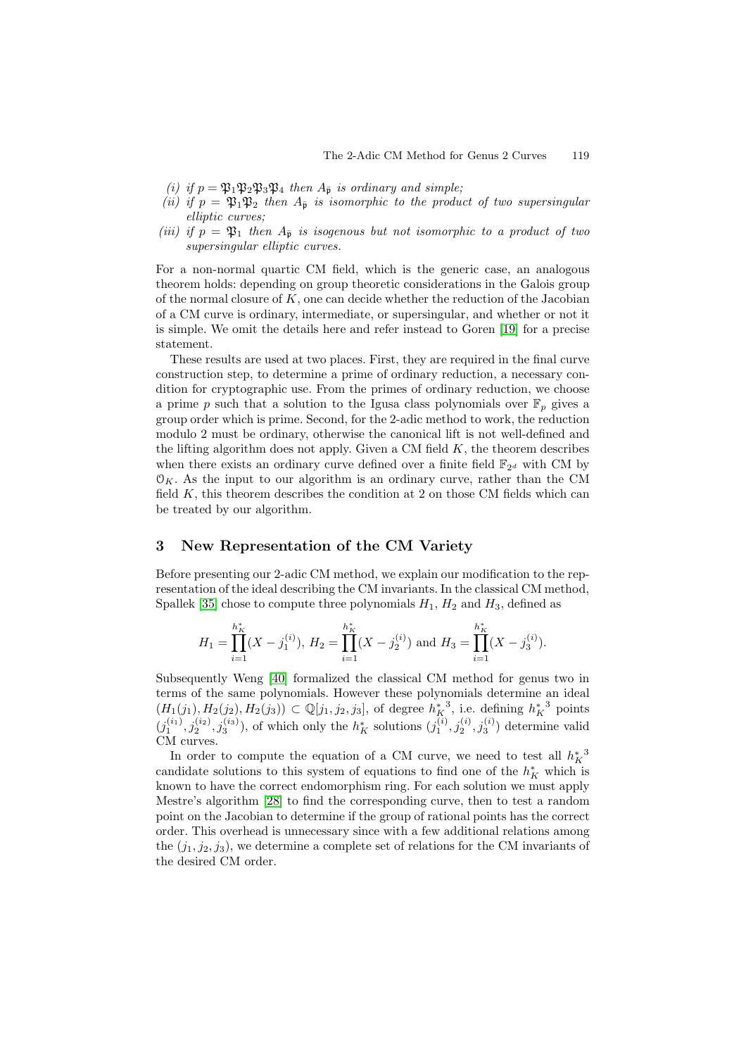*(i) if $p = \mathfrak{P}_1\mathfrak{P}_2\mathfrak{P}_3\mathfrak{P}_4$ then $A_{\bar{\mathfrak{p}}}$ is ordinary and simple;*
*(ii) if $p = \mathfrak{P}_1\mathfrak{P}_2$ then $A_{\bar{\mathfrak{p}}}$ is isomorphic to the product of two supersingular elliptic curves;*
*(iii) if $p = \mathfrak{P}_1$ then $A_{\bar{\mathfrak{p}}}$ is isogenous but not isomorphic to a product of two supersingular elliptic curves.*

For a non-normal quartic CM field, which is the generic case, an analogous theorem holds: depending on group theoretic considerations in the Galois group of the normal closure of $K$, one can decide whether the reduction of the Jacobian of a CM curve is ordinary, intermediate, or supersingular, and whether or not it is simple. We omit the details here and refer instead to Goren [19] for a precise statement.

These results are used at two places. First, they are required in the final curve construction step, to determine a prime of ordinary reduction, a necessary condition for cryptographic use. From the primes of ordinary reduction, we choose a prime $p$ such that a solution to the Igusa class polynomials over $\mathbb{F}_p$ gives a group order which is prime. Second, for the 2-adic method to work, the reduction modulo 2 must be ordinary, otherwise the canonical lift is not well-defined and the lifting algorithm does not apply. Given a CM field $K$, the theorem describes when there exists an ordinary curve defined over a finite field $\mathbb{F}_{2^d}$ with CM by $\mathcal{O}_K$. As the input to our algorithm is an ordinary curve, rather than the CM field $K$, this theorem describes the condition at 2 on those CM fields which can be treated by our algorithm.

## 3 New Representation of the CM Variety

Before presenting our 2-adic CM method, we explain our modification to the representation of the ideal describing the CM invariants. In the classical CM method, Spallek [35] chose to compute three polynomials $H_1$, $H_2$ and $H_3$, defined as

$$H_1 = \prod_{i=1}^{h_K^*}(X - j_1^{(i)}),\ H_2 = \prod_{i=1}^{h_K^*}(X - j_2^{(i)}) \text{ and } H_3 = \prod_{i=1}^{h_K^*}(X - j_3^{(i)}).$$

Subsequently Weng [40] formalized the classical CM method for genus two in terms of the same polynomials. However these polynomials determine an ideal $(H_1(j_1), H_2(j_2), H_2(j_3)) \subset \mathbb{Q}[j_1, j_2, j_3]$, of degree ${h_K^*}^3$, i.e. defining ${h_K^*}^3$ points $(j_1^{(i_1)}, j_2^{(i_2)}, j_3^{(i_3)})$, of which only the $h_K^*$ solutions $(j_1^{(i)}, j_2^{(i)}, j_3^{(i)})$ determine valid CM curves.

In order to compute the equation of a CM curve, we need to test all ${h_K^*}^3$ candidate solutions to this system of equations to find one of the $h_K^*$ which is known to have the correct endomorphism ring. For each solution we must apply Mestre's algorithm [28] to find the corresponding curve, then to test a random point on the Jacobian to determine if the group of rational points has the correct order. This overhead is unnecessary since with a few additional relations among the $(j_1, j_2, j_3)$, we determine a complete set of relations for the CM invariants of the desired CM order.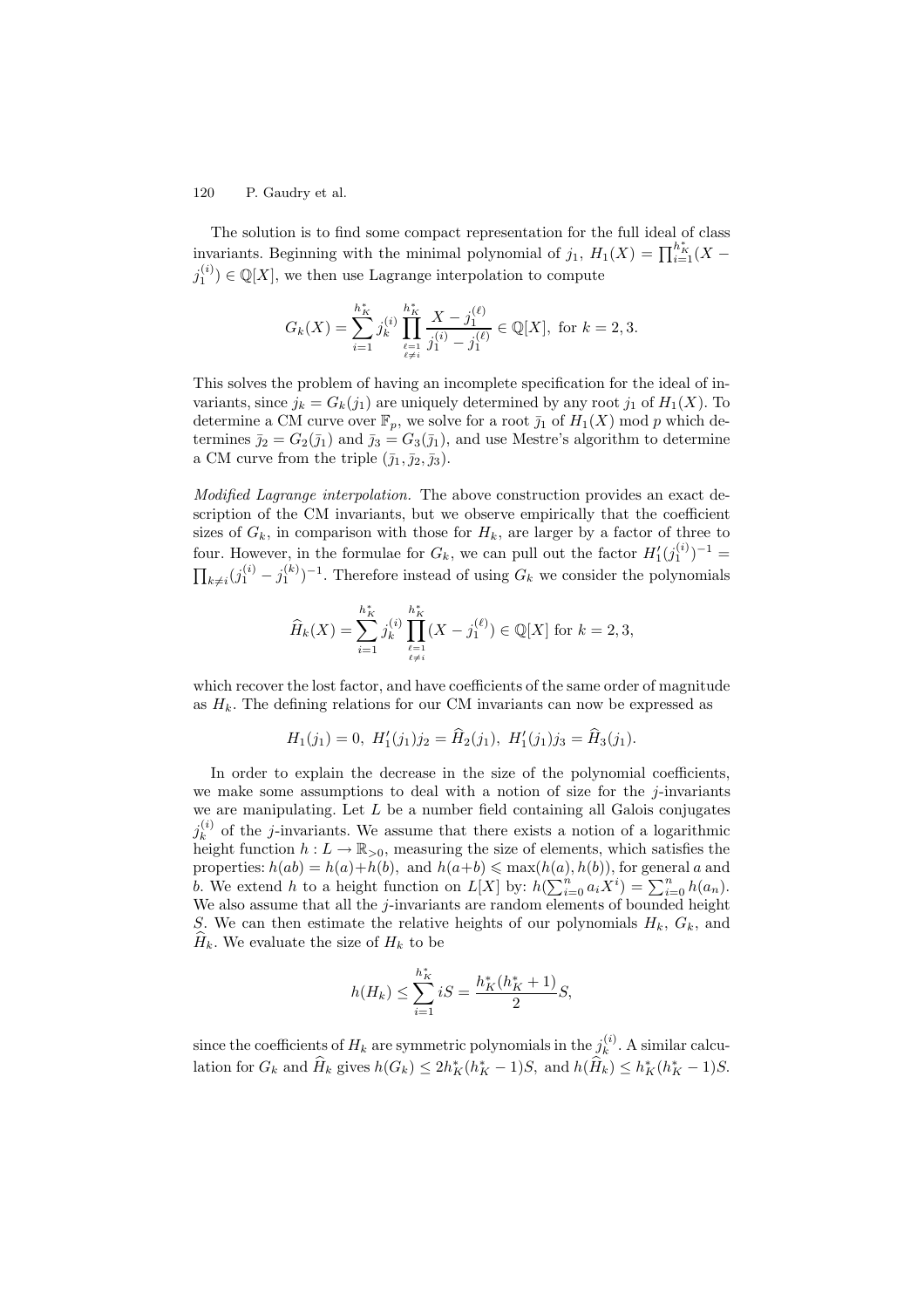The solution is to find some compact representation for the full ideal of class invariants. Beginning with the minimal polynomial of $j_1$, $H_1(X) = \prod_{i=1}^{h_K^*}(X - j_1^{(i)}) \in \mathbb{Q}[X]$, we then use Lagrange interpolation to compute

$$G_k(X) = \sum_{i=1}^{h_K^*} j_k^{(i)} \prod_{\substack{\ell=1 \\ \ell \neq i}}^{h_K^*} \frac{X - j_1^{(\ell)}}{j_1^{(i)} - j_1^{(\ell)}} \in \mathbb{Q}[X], \text{ for } k = 2, 3.$$

This solves the problem of having an incomplete specification for the ideal of invariants, since $j_k = G_k(j_1)$ are uniquely determined by any root $j_1$ of $H_1(X)$. To determine a CM curve over $\mathbb{F}_p$, we solve for a root $\bar{\jmath}_1$ of $H_1(X) \bmod p$ which determines $\bar{\jmath}_2 = G_2(\bar{\jmath}_1)$ and $\bar{\jmath}_3 = G_3(\bar{\jmath}_1)$, and use Mestre's algorithm to determine a CM curve from the triple $(\bar{\jmath}_1, \bar{\jmath}_2, \bar{\jmath}_3)$.

*Modified Lagrange interpolation.* The above construction provides an exact description of the CM invariants, but we observe empirically that the coefficient sizes of $G_k$, in comparison with those for $H_k$, are larger by a factor of three to four. However, in the formulae for $G_k$, we can pull out the factor $H_1'(j_1^{(i)})^{-1} = \prod_{k \neq i}(j_1^{(i)} - j_1^{(k)})^{-1}$. Therefore instead of using $G_k$ we consider the polynomials

$$\widehat{H}_k(X) = \sum_{i=1}^{h_K^*} j_k^{(i)} \prod_{\substack{\ell=1 \\ \ell \neq i}}^{h_K^*} (X - j_1^{(\ell)}) \in \mathbb{Q}[X] \text{ for } k = 2, 3,$$

which recover the lost factor, and have coefficients of the same order of magnitude as $H_k$. The defining relations for our CM invariants can now be expressed as

$$H_1(j_1) = 0,\ H_1'(j_1)j_2 = \widehat{H}_2(j_1),\ H_1'(j_1)j_3 = \widehat{H}_3(j_1).$$

In order to explain the decrease in the size of the polynomial coefficients, we make some assumptions to deal with a notion of size for the $j$-invariants we are manipulating. Let $L$ be a number field containing all Galois conjugates $j_k^{(i)}$ of the $j$-invariants. We assume that there exists a notion of a logarithmic height function $h : L \to \mathbb{R}_{>0}$, measuring the size of elements, which satisfies the properties: $h(ab) = h(a) + h(b)$, and $h(a+b) \leqslant \max(h(a), h(b))$, for general $a$ and $b$. We extend $h$ to a height function on $L[X]$ by: $h(\sum_{i=0}^{n} a_i X^i) = \sum_{i=0}^{n} h(a_n)$. We also assume that all the $j$-invariants are random elements of bounded height $S$. We can then estimate the relative heights of our polynomials $H_k$, $G_k$, and $\widehat{H}_k$. We evaluate the size of $H_k$ to be

$$h(H_k) \leq \sum_{i=1}^{h_K^*} iS = \frac{h_K^*(h_K^*+1)}{2} S,$$

since the coefficients of $H_k$ are symmetric polynomials in the $j_k^{(i)}$. A similar calculation for $G_k$ and $\widehat{H}_k$ gives $h(G_k) \leq 2h_K^*(h_K^*-1)S$, and $h(\widehat{H}_k) \leq h_K^*(h_K^*-1)S$.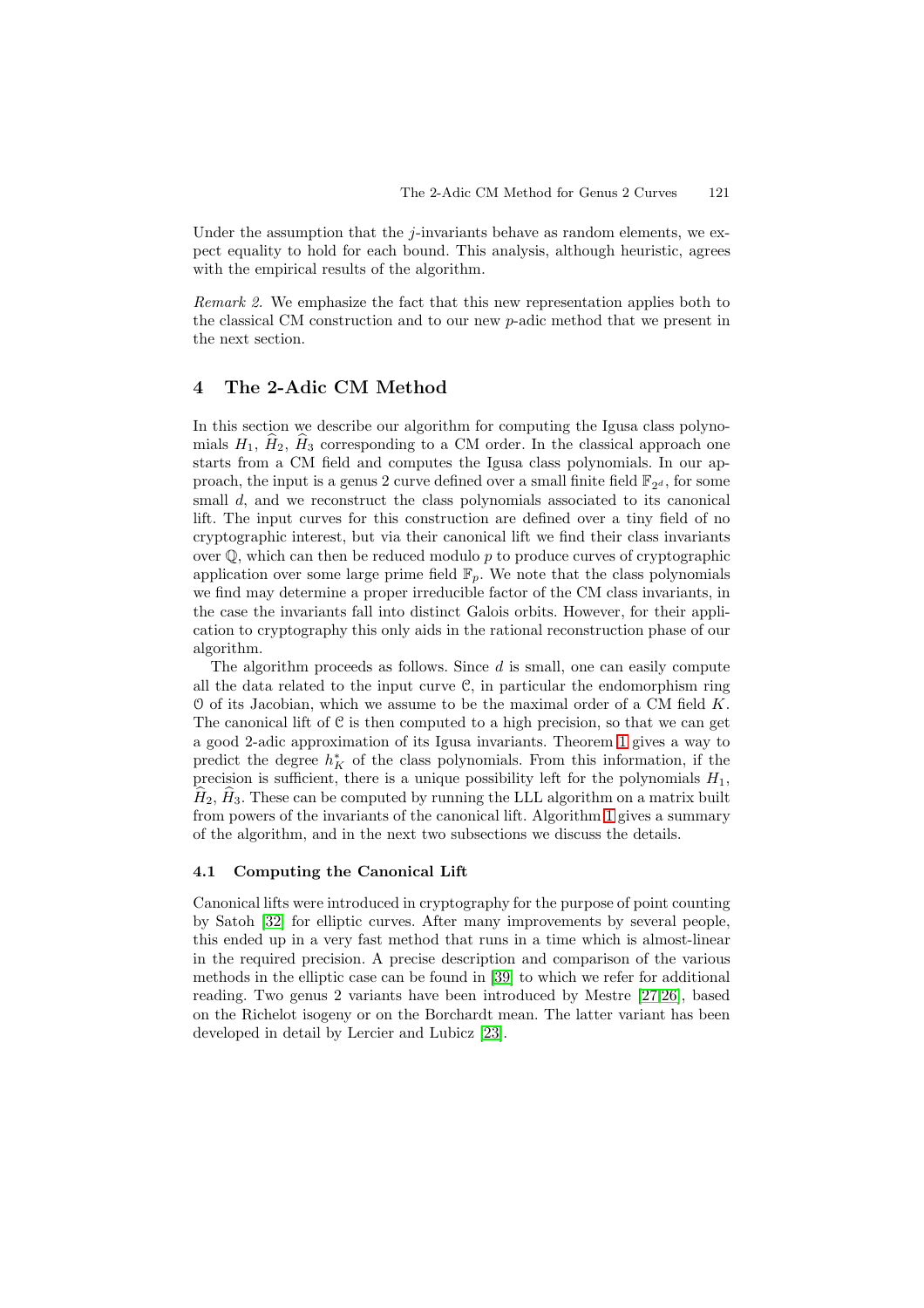Under the assumption that the $j$-invariants behave as random elements, we expect equality to hold for each bound. This analysis, although heuristic, agrees with the empirical results of the algorithm.

*Remark 2.* We emphasize the fact that this new representation applies both to the classical CM construction and to our new $p$-adic method that we present in the next section.

## 4 The 2-Adic CM Method

In this section we describe our algorithm for computing the Igusa class polynomials $H_1$, $\widehat{H}_2$, $\widehat{H}_3$ corresponding to a CM order. In the classical approach one starts from a CM field and computes the Igusa class polynomials. In our approach, the input is a genus 2 curve defined over a small finite field $\mathbb{F}_{2^d}$, for some small $d$, and we reconstruct the class polynomials associated to its canonical lift. The input curves for this construction are defined over a tiny field of no cryptographic interest, but via their canonical lift we find their class invariants over $\mathbb{Q}$, which can then be reduced modulo $p$ to produce curves of cryptographic application over some large prime field $\mathbb{F}_p$. We note that the class polynomials we find may determine a proper irreducible factor of the CM class invariants, in the case the invariants fall into distinct Galois orbits. However, for their application to cryptography this only aids in the rational reconstruction phase of our algorithm.

The algorithm proceeds as follows. Since $d$ is small, one can easily compute all the data related to the input curve $\mathcal{C}$, in particular the endomorphism ring $\mathcal{O}$ of its Jacobian, which we assume to be the maximal order of a CM field $K$. The canonical lift of $\mathcal{C}$ is then computed to a high precision, so that we can get a good 2-adic approximation of its Igusa invariants. Theorem 1 gives a way to predict the degree $h_K^*$ of the class polynomials. From this information, if the precision is sufficient, there is a unique possibility left for the polynomials $H_1$, $\widehat{H}_2$, $\widehat{H}_3$. These can be computed by running the LLL algorithm on a matrix built from powers of the invariants of the canonical lift. Algorithm 1 gives a summary of the algorithm, and in the next two subsections we discuss the details.

### 4.1 Computing the Canonical Lift

Canonical lifts were introduced in cryptography for the purpose of point counting by Satoh [32] for elliptic curves. After many improvements by several people, this ended up in a very fast method that runs in a time which is almost-linear in the required precision. A precise description and comparison of the various methods in the elliptic case can be found in [39] to which we refer for additional reading. Two genus 2 variants have been introduced by Mestre [27,26], based on the Richelot isogeny or on the Borchardt mean. The latter variant has been developed in detail by Lercier and Lubicz [23].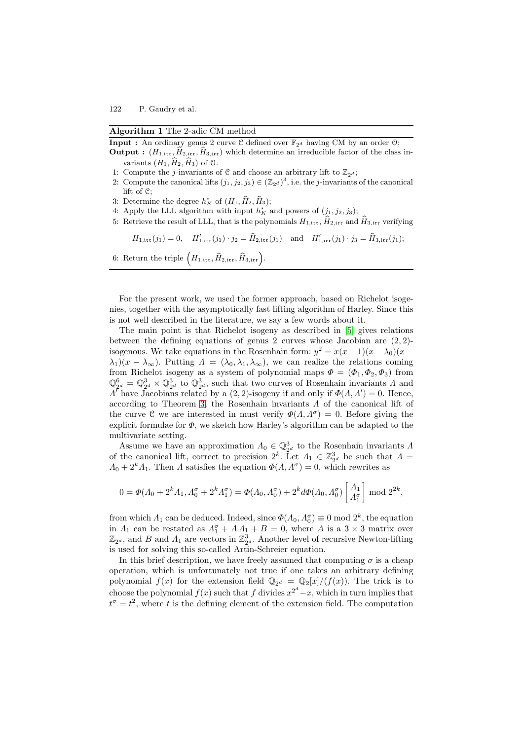**Algorithm 1** The 2-adic CM method

**Input :** An ordinary genus 2 curve $\mathcal{C}$ defined over $\mathbb{F}_{2^d}$ having CM by an order $\mathcal{O}$;

**Output :** $(H_{1,\mathrm{irr}}, \widehat{H}_{2,\mathrm{irr}}, \widehat{H}_{3,\mathrm{irr}})$ which determine an irreducible factor of the class invariants $(H_1, \widehat{H}_2, \widehat{H}_3)$ of $\mathcal{O}$.

1: Compute the $j$-invariants of $\mathcal{C}$ and choose an arbitrary lift to $\mathbb{Z}_{2^d}$;
2: Compute the canonical lifts $(j_1, j_2, j_3) \in (\mathbb{Z}_{2^d})^3$, i.e. the $j$-invariants of the canonical lift of $\mathcal{C}$;
3: Determine the degree $h_K^*$ of $(H_1, \widehat{H}_2, \widehat{H}_3)$;
4: Apply the LLL algorithm with input $h_K^*$ and powers of $(j_1, j_2, j_3)$;
5: Retrieve the result of LLL, that is the polynomials $H_{1,\mathrm{irr}}$, $\widehat{H}_{2,\mathrm{irr}}$ and $\widehat{H}_{3,\mathrm{irr}}$ verifying

$$H_{1,\mathrm{irr}}(j_1) = 0, \quad H'_{1,\mathrm{irr}}(j_1) \cdot j_2 = \widehat{H}_{2,\mathrm{irr}}(j_1) \quad \text{and} \quad H'_{1,\mathrm{irr}}(j_1) \cdot j_3 = \widehat{H}_{3,\mathrm{irr}}(j_1);$$

6: Return the triple $\left(H_{1,\mathrm{irr}}, \widehat{H}_{2,\mathrm{irr}}, \widehat{H}_{3,\mathrm{irr}}\right)$.

For the present work, we used the former approach, based on Richelot isogenies, together with the asymptotically fast lifting algorithm of Harley. Since this is not well described in the literature, we say a few words about it.

The main point is that Richelot isogeny as described in [5] gives relations between the defining equations of genus 2 curves whose Jacobian are $(2,2)$-isogenous. We take equations in the Rosenhain form: $y^2 = x(x-1)(x-\lambda_0)(x-\lambda_1)(x-\lambda_\infty)$. Putting $\Lambda = (\lambda_0, \lambda_1, \lambda_\infty)$, we can realize the relations coming from Richelot isogeny as a system of polynomial maps $\Phi = (\Phi_1, \Phi_2, \Phi_3)$ from $\mathbb{Q}_{2^d}^6 = \mathbb{Q}_{2^d}^3 \times \mathbb{Q}_{2^d}^3$ to $\mathbb{Q}_{2^d}^3$, such that two curves of Rosenhain invariants $\Lambda$ and $\Lambda'$ have Jacobians related by a $(2,2)$-isogeny if and only if $\Phi(\Lambda, \Lambda') = 0$. Hence, according to Theorem 3, the Rosenhain invariants $\Lambda$ of the canonical lift of the curve $\mathcal{C}$ we are interested in must verify $\Phi(\Lambda, \Lambda^\sigma) = 0$. Before giving the explicit formulae for $\Phi$, we sketch how Harley's algorithm can be adapted to the multivariate setting.

Assume we have an approximation $\Lambda_0 \in \mathbb{Q}_{2^d}^3$ to the Rosenhain invariants $\Lambda$ of the canonical lift, correct to precision $2^k$. Let $\Lambda_1 \in \mathbb{Z}_{2^d}^3$ be such that $\Lambda = \Lambda_0 + 2^k \Lambda_1$. Then $\Lambda$ satisfies the equation $\Phi(\Lambda, \Lambda^\sigma) = 0$, which rewrites as

$$0 = \Phi(\Lambda_0 + 2^k\Lambda_1, \Lambda_0^\sigma + 2^k\Lambda_1^\sigma) = \Phi(\Lambda_0, \Lambda_0^\sigma) + 2^k d\Phi(\Lambda_0, \Lambda_0^\sigma) \begin{bmatrix} \Lambda_1 \\ \Lambda_1^\sigma \end{bmatrix} \bmod 2^{2k},$$

from which $\Lambda_1$ can be deduced. Indeed, since $\Phi(\Lambda_0, \Lambda_0^\sigma) \equiv 0 \bmod 2^k$, the equation in $\Lambda_1$ can be restated as $\Lambda_1^\sigma + A\,\Lambda_1 + B = 0$, where $A$ is a $3 \times 3$ matrix over $\mathbb{Z}_{2^d}$, and $B$ and $\Lambda_1$ are vectors in $\mathbb{Z}_{2^d}^3$. Another level of recursive Newton-lifting is used for solving this so-called Artin-Schreier equation.

In this brief description, we have freely assumed that computing $\sigma$ is a cheap operation, which is unfortunately not true if one takes an arbitrary defining polynomial $f(x)$ for the extension field $\mathbb{Q}_{2^d} = \mathbb{Q}_2[x]/(f(x))$. The trick is to choose the polynomial $f(x)$ such that $f$ divides $x^{2^d} - x$, which in turn implies that $t^\sigma = t^2$, where $t$ is the defining element of the extension field. The computation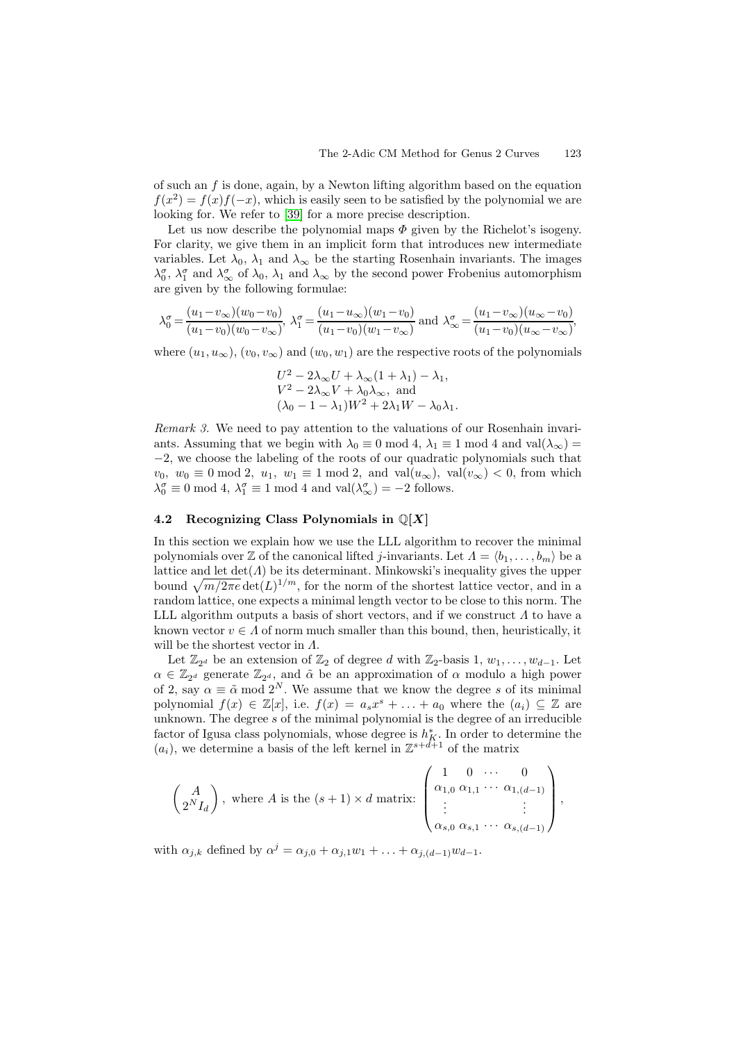of such an $f$ is done, again, by a Newton lifting algorithm based on the equation $f(x^2) = f(x)f(-x)$, which is easily seen to be satisfied by the polynomial we are looking for. We refer to [39] for a more precise description.

Let us now describe the polynomial maps $\Phi$ given by the Richelot's isogeny. For clarity, we give them in an implicit form that introduces new intermediate variables. Let $\lambda_0$, $\lambda_1$ and $\lambda_\infty$ be the starting Rosenhain invariants. The images $\lambda_0^\sigma$, $\lambda_1^\sigma$ and $\lambda_\infty^\sigma$ of $\lambda_0$, $\lambda_1$ and $\lambda_\infty$ by the second power Frobenius automorphism are given by the following formulae:

$$\lambda_0^\sigma = \frac{(u_1 - v_\infty)(w_0 - v_0)}{(u_1 - v_0)(w_0 - v_\infty)},\ \lambda_1^\sigma = \frac{(u_1 - u_\infty)(w_1 - v_0)}{(u_1 - v_0)(w_1 - v_\infty)} \text{ and } \lambda_\infty^\sigma = \frac{(u_1 - v_\infty)(u_\infty - v_0)}{(u_1 - v_0)(u_\infty - v_\infty)},$$

where $(u_1, u_\infty)$, $(v_0, v_\infty)$ and $(w_0, w_1)$ are the respective roots of the polynomials

$$\begin{aligned}
&U^2 - 2\lambda_\infty U + \lambda_\infty(1 + \lambda_1) - \lambda_1, \\
&V^2 - 2\lambda_\infty V + \lambda_0 \lambda_\infty, \text{ and} \\
&(\lambda_0 - 1 - \lambda_1)W^2 + 2\lambda_1 W - \lambda_0 \lambda_1.
\end{aligned}$$

*Remark 3.* We need to pay attention to the valuations of our Rosenhain invariants. Assuming that we begin with $\lambda_0 \equiv 0 \bmod 4$, $\lambda_1 \equiv 1 \bmod 4$ and $\mathrm{val}(\lambda_\infty) = -2$, we choose the labeling of the roots of our quadratic polynomials such that $v_0,\ w_0 \equiv 0 \bmod 2,\ u_1,\ w_1 \equiv 1 \bmod 2$, and $\mathrm{val}(u_\infty),\ \mathrm{val}(v_\infty) < 0$, from which $\lambda_0^\sigma \equiv 0 \bmod 4$, $\lambda_1^\sigma \equiv 1 \bmod 4$ and $\mathrm{val}(\lambda_\infty^\sigma) = -2$ follows.

### 4.2 Recognizing Class Polynomials in $\mathbb{Q}[X]$

In this section we explain how we use the LLL algorithm to recover the minimal polynomials over $\mathbb{Z}$ of the canonical lifted $j$-invariants. Let $\Lambda = \langle b_1, \ldots, b_m \rangle$ be a lattice and let $\det(\Lambda)$ be its determinant. Minkowski's inequality gives the upper bound $\sqrt{m/2\pi e}\det(L)^{1/m}$, for the norm of the shortest lattice vector, and in a random lattice, one expects a minimal length vector to be close to this norm. The LLL algorithm outputs a basis of short vectors, and if we construct $\Lambda$ to have a known vector $v \in \Lambda$ of norm much smaller than this bound, then, heuristically, it will be the shortest vector in $\Lambda$.

Let $\mathbb{Z}_{2^d}$ be an extension of $\mathbb{Z}_2$ of degree $d$ with $\mathbb{Z}_2$-basis $1, w_1, \ldots, w_{d-1}$. Let $\alpha \in \mathbb{Z}_{2^d}$ generate $\mathbb{Z}_{2^d}$, and $\tilde{\alpha}$ be an approximation of $\alpha$ modulo a high power of 2, say $\alpha \equiv \tilde{\alpha} \bmod 2^N$. We assume that we know the degree $s$ of its minimal polynomial $f(x) \in \mathbb{Z}[x]$, i.e. $f(x) = a_s x^s + \ldots + a_0$ where the $(a_i) \subseteq \mathbb{Z}$ are unknown. The degree $s$ of the minimal polynomial is the degree of an irreducible factor of Igusa class polynomials, whose degree is $h_K^*$. In order to determine the $(a_i)$, we determine a basis of the left kernel in $\mathbb{Z}^{s+d+1}$ of the matrix

$$\begin{pmatrix} A \\ 2^N I_d \end{pmatrix}, \text{ where } A \text{ is the } (s+1) \times d \text{ matrix: } \begin{pmatrix} 1 & 0 & \cdots & 0 \\ \alpha_{1,0} & \alpha_{1,1} & \cdots & \alpha_{1,(d-1)} \\ \vdots & & & \vdots \\ \alpha_{s,0} & \alpha_{s,1} & \cdots & \alpha_{s,(d-1)} \end{pmatrix},$$

with $\alpha_{j,k}$ defined by $\alpha^j = \alpha_{j,0} + \alpha_{j,1} w_1 + \ldots + \alpha_{j,(d-1)} w_{d-1}$.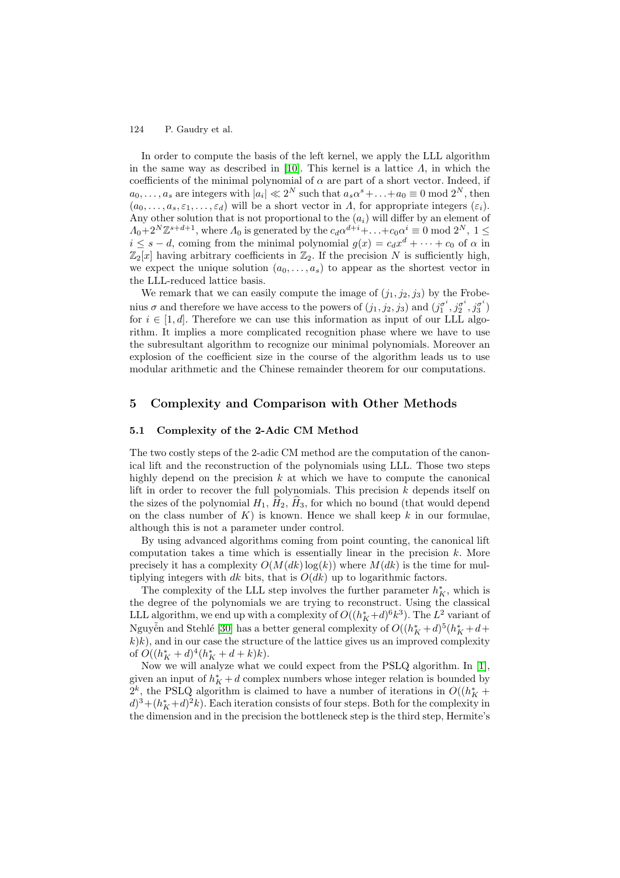In order to compute the basis of the left kernel, we apply the LLL algorithm in the same way as described in [10]. This kernel is a lattice $\Lambda$, in which the coefficients of the minimal polynomial of $\alpha$ are part of a short vector. Indeed, if $a_0, \ldots, a_s$ are integers with $|a_i| \ll 2^N$ such that $a_s\alpha^s + \ldots + a_0 \equiv 0 \bmod 2^N$, then $(a_0, \ldots, a_s, \varepsilon_1, \ldots, \varepsilon_d)$ will be a short vector in $\Lambda$, for appropriate integers $(\varepsilon_i)$. Any other solution that is not proportional to the $(a_i)$ will differ by an element of $\Lambda_0 + 2^N\mathbb{Z}^{s+d+1}$, where $\Lambda_0$ is generated by the $c_d\alpha^{d+i} + \ldots + c_0\alpha^i \equiv 0 \bmod 2^N$, $1 \leq i \leq s-d$, coming from the minimal polynomial $g(x) = c_dx^d + \cdots + c_0$ of $\alpha$ in $\mathbb{Z}_2[x]$ having arbitrary coefficients in $\mathbb{Z}_2$. If the precision $N$ is sufficiently high, we expect the unique solution $(a_0, \ldots, a_s)$ to appear as the shortest vector in the LLL-reduced lattice basis.

We remark that we can easily compute the image of $(j_1, j_2, j_3)$ by the Frobenius $\sigma$ and therefore we have access to the powers of $(j_1, j_2, j_3)$ and $(j_1^{\sigma^i}, j_2^{\sigma^i}, j_3^{\sigma^i})$ for $i \in [1, d]$. Therefore we can use this information as input of our LLL algorithm. It implies a more complicated recognition phase where we have to use the subresultant algorithm to recognize our minimal polynomials. Moreover an explosion of the coefficient size in the course of the algorithm leads us to use modular arithmetic and the Chinese remainder theorem for our computations.

## 5 Complexity and Comparison with Other Methods

### 5.1 Complexity of the 2-Adic CM Method

The two costly steps of the 2-adic CM method are the computation of the canonical lift and the reconstruction of the polynomials using LLL. Those two steps highly depend on the precision $k$ at which we have to compute the canonical lift in order to recover the full polynomials. This precision $k$ depends itself on the sizes of the polynomial $H_1$, $\widehat{H}_2$, $\widehat{H}_3$, for which no bound (that would depend on the class number of $K$) is known. Hence we shall keep $k$ in our formulae, although this is not a parameter under control.

By using advanced algorithms coming from point counting, the canonical lift computation takes a time which is essentially linear in the precision $k$. More precisely it has a complexity $O(M(dk)\log(k))$ where $M(dk)$ is the time for multiplying integers with $dk$ bits, that is $O(dk)$ up to logarithmic factors.

The complexity of the LLL step involves the further parameter $h_K^*$, which is the degree of the polynomials we are trying to reconstruct. Using the classical LLL algorithm, we end up with a complexity of $O((h_K^*+d)^6k^3)$. The $L^2$ variant of Nguyễn and Stehlé [30] has a better general complexity of $O((h_K^*+d)^5(h_K^*+d+k)k)$, and in our case the structure of the lattice gives us an improved complexity of $O((h_K^*+d)^4(h_K^*+d+k)k)$.

Now we will analyze what we could expect from the PSLQ algorithm. In [1], given an input of $h_K^*+d$ complex numbers whose integer relation is bounded by $2^k$, the PSLQ algorithm is claimed to have a number of iterations in $O((h_K^*+d)^3+(h_K^*+d)^2k)$. Each iteration consists of four steps. Both for the complexity in the dimension and in the precision the bottleneck step is the third step, Hermite's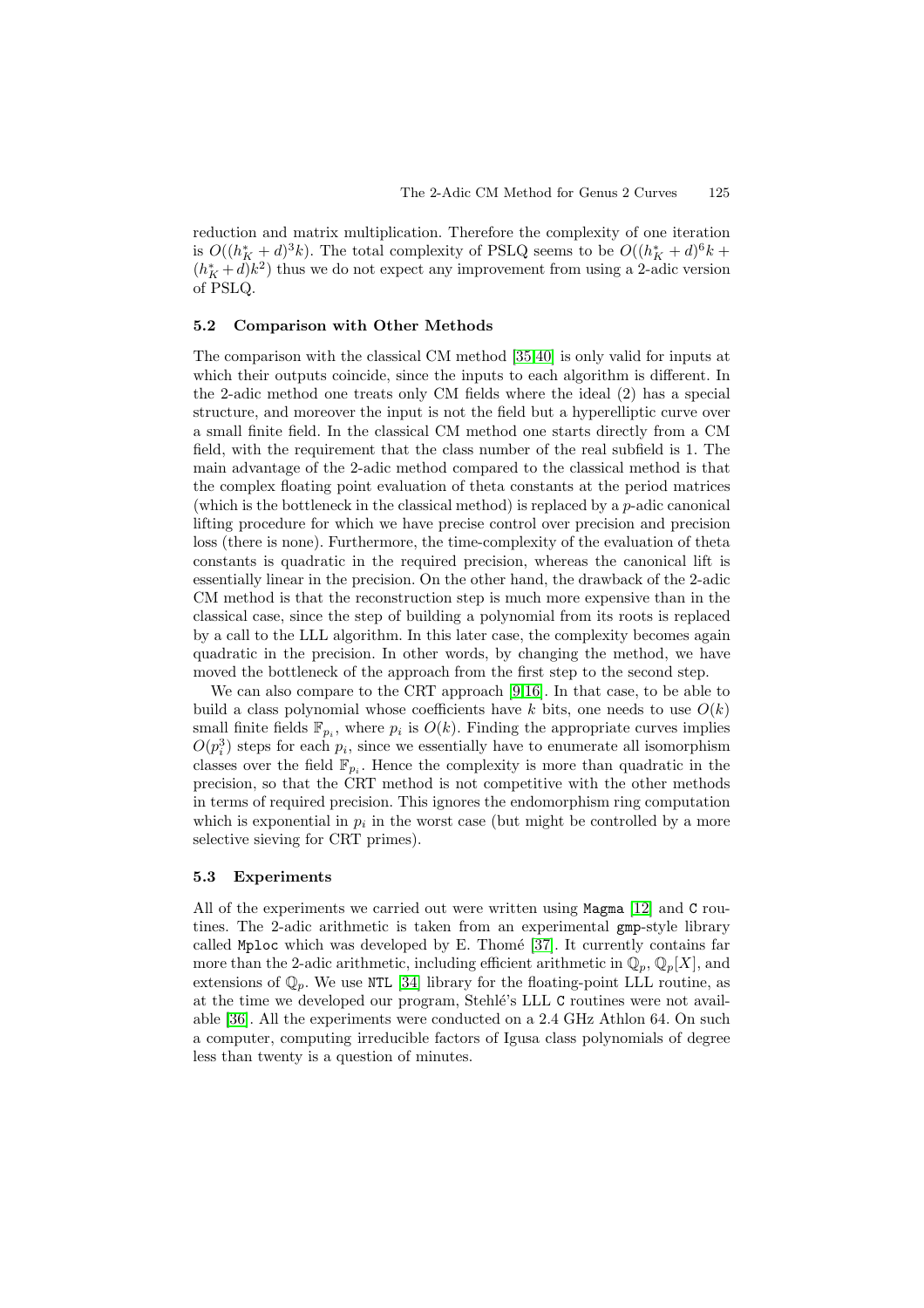reduction and matrix multiplication. Therefore the complexity of one iteration is $O((h_K^* + d)^3 k)$. The total complexity of PSLQ seems to be $O((h_K^* + d)^6 k + (h_K^* + d)k^2)$ thus we do not expect any improvement from using a 2-adic version of PSLQ.

### 5.2 Comparison with Other Methods

The comparison with the classical CM method [35,40] is only valid for inputs at which their outputs coincide, since the inputs to each algorithm is different. In the 2-adic method one treats only CM fields where the ideal (2) has a special structure, and moreover the input is not the field but a hyperelliptic curve over a small finite field. In the classical CM method one starts directly from a CM field, with the requirement that the class number of the real subfield is 1. The main advantage of the 2-adic method compared to the classical method is that the complex floating point evaluation of theta constants at the period matrices (which is the bottleneck in the classical method) is replaced by a $p$-adic canonical lifting procedure for which we have precise control over precision and precision loss (there is none). Furthermore, the time-complexity of the evaluation of theta constants is quadratic in the required precision, whereas the canonical lift is essentially linear in the precision. On the other hand, the drawback of the 2-adic CM method is that the reconstruction step is much more expensive than in the classical case, since the step of building a polynomial from its roots is replaced by a call to the LLL algorithm. In this later case, the complexity becomes again quadratic in the precision. In other words, by changing the method, we have moved the bottleneck of the approach from the first step to the second step.

We can also compare to the CRT approach [9,16]. In that case, to be able to build a class polynomial whose coefficients have $k$ bits, one needs to use $O(k)$ small finite fields $\mathbb{F}_{p_i}$, where $p_i$ is $O(k)$. Finding the appropriate curves implies $O(p_i^3)$ steps for each $p_i$, since we essentially have to enumerate all isomorphism classes over the field $\mathbb{F}_{p_i}$. Hence the complexity is more than quadratic in the precision, so that the CRT method is not competitive with the other methods in terms of required precision. This ignores the endomorphism ring computation which is exponential in $p_i$ in the worst case (but might be controlled by a more selective sieving for CRT primes).

### 5.3 Experiments

All of the experiments we carried out were written using `Magma` [12] and `C` routines. The 2-adic arithmetic is taken from an experimental `gmp`-style library called `Mploc` which was developed by E. Thomé [37]. It currently contains far more than the 2-adic arithmetic, including efficient arithmetic in $\mathbb{Q}_p$, $\mathbb{Q}_p[X]$, and extensions of $\mathbb{Q}_p$. We use `NTL` [34] library for the floating-point LLL routine, as at the time we developed our program, Stehlé's LLL `C` routines were not available [36]. All the experiments were conducted on a 2.4 GHz Athlon 64. On such a computer, computing irreducible factors of Igusa class polynomials of degree less than twenty is a question of minutes.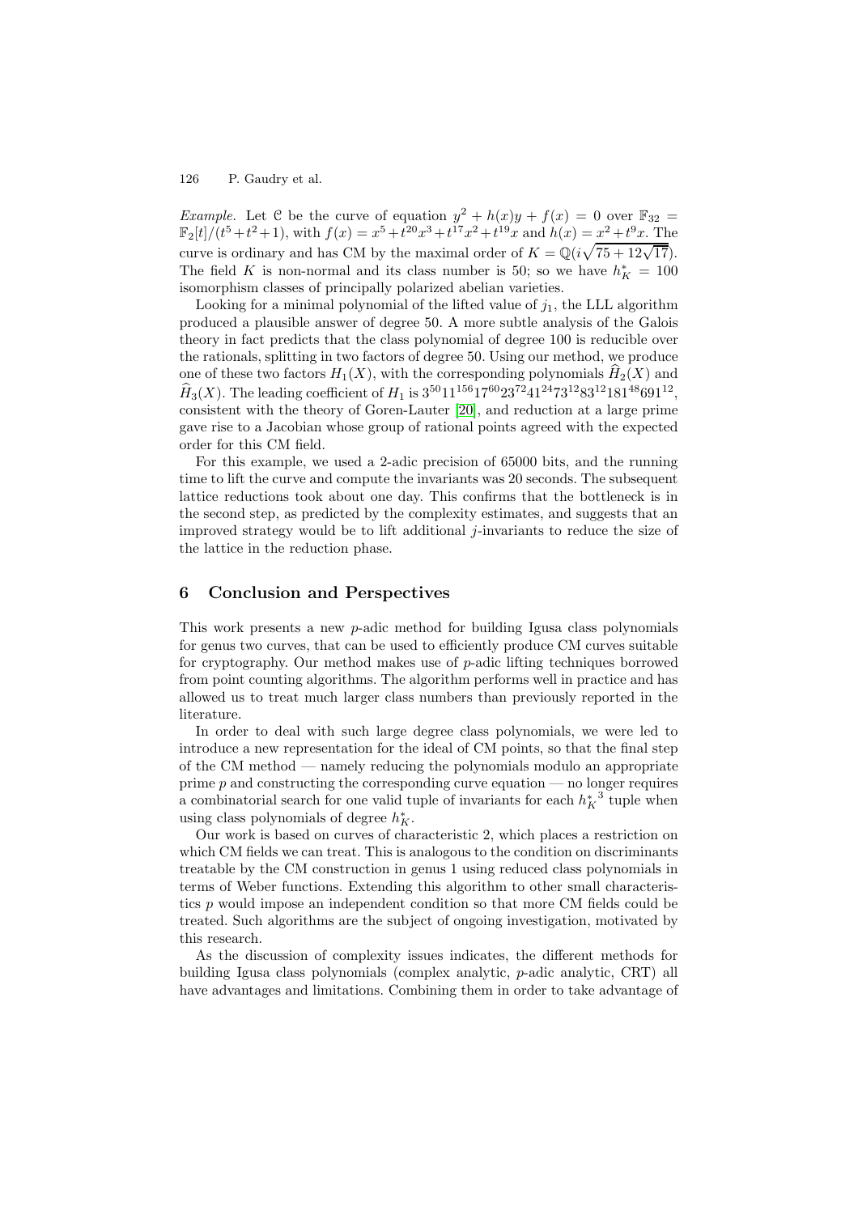*Example.* Let $\mathcal{C}$ be the curve of equation $y^2 + h(x)y + f(x) = 0$ over $\mathbb{F}_{32} = \mathbb{F}_2[t]/(t^5+t^2+1)$, with $f(x) = x^5+t^{20}x^3+t^{17}x^2+t^{19}x$ and $h(x) = x^2+t^9x$. The curve is ordinary and has CM by the maximal order of $K = \mathbb{Q}(i\sqrt{75+12\sqrt{17}})$. The field $K$ is non-normal and its class number is 50; so we have $h_K^* = 100$ isomorphism classes of principally polarized abelian varieties.

Looking for a minimal polynomial of the lifted value of $j_1$, the LLL algorithm produced a plausible answer of degree 50. A more subtle analysis of the Galois theory in fact predicts that the class polynomial of degree 100 is reducible over the rationals, splitting in two factors of degree 50. Using our method, we produce one of these two factors $H_1(X)$, with the corresponding polynomials $\widehat{H}_2(X)$ and $\widehat{H}_3(X)$. The leading coefficient of $H_1$ is $3^{50}11^{156}17^{60}23^{72}41^{24}73^{12}83^{12}181^{48}691^{12}$, consistent with the theory of Goren-Lauter [20], and reduction at a large prime gave rise to a Jacobian whose group of rational points agreed with the expected order for this CM field.

For this example, we used a 2-adic precision of 65000 bits, and the running time to lift the curve and compute the invariants was 20 seconds. The subsequent lattice reductions took about one day. This confirms that the bottleneck is in the second step, as predicted by the complexity estimates, and suggests that an improved strategy would be to lift additional $j$-invariants to reduce the size of the lattice in the reduction phase.

## 6 Conclusion and Perspectives

This work presents a new $p$-adic method for building Igusa class polynomials for genus two curves, that can be used to efficiently produce CM curves suitable for cryptography. Our method makes use of $p$-adic lifting techniques borrowed from point counting algorithms. The algorithm performs well in practice and has allowed us to treat much larger class numbers than previously reported in the literature.

In order to deal with such large degree class polynomials, we were led to introduce a new representation for the ideal of CM points, so that the final step of the CM method — namely reducing the polynomials modulo an appropriate prime $p$ and constructing the corresponding curve equation — no longer requires a combinatorial search for one valid tuple of invariants for each ${h_K^*}^3$ tuple when using class polynomials of degree $h_K^*$.

Our work is based on curves of characteristic 2, which places a restriction on which CM fields we can treat. This is analogous to the condition on discriminants treatable by the CM construction in genus 1 using reduced class polynomials in terms of Weber functions. Extending this algorithm to other small characteristics $p$ would impose an independent condition so that more CM fields could be treated. Such algorithms are the subject of ongoing investigation, motivated by this research.

As the discussion of complexity issues indicates, the different methods for building Igusa class polynomials (complex analytic, $p$-adic analytic, CRT) all have advantages and limitations. Combining them in order to take advantage of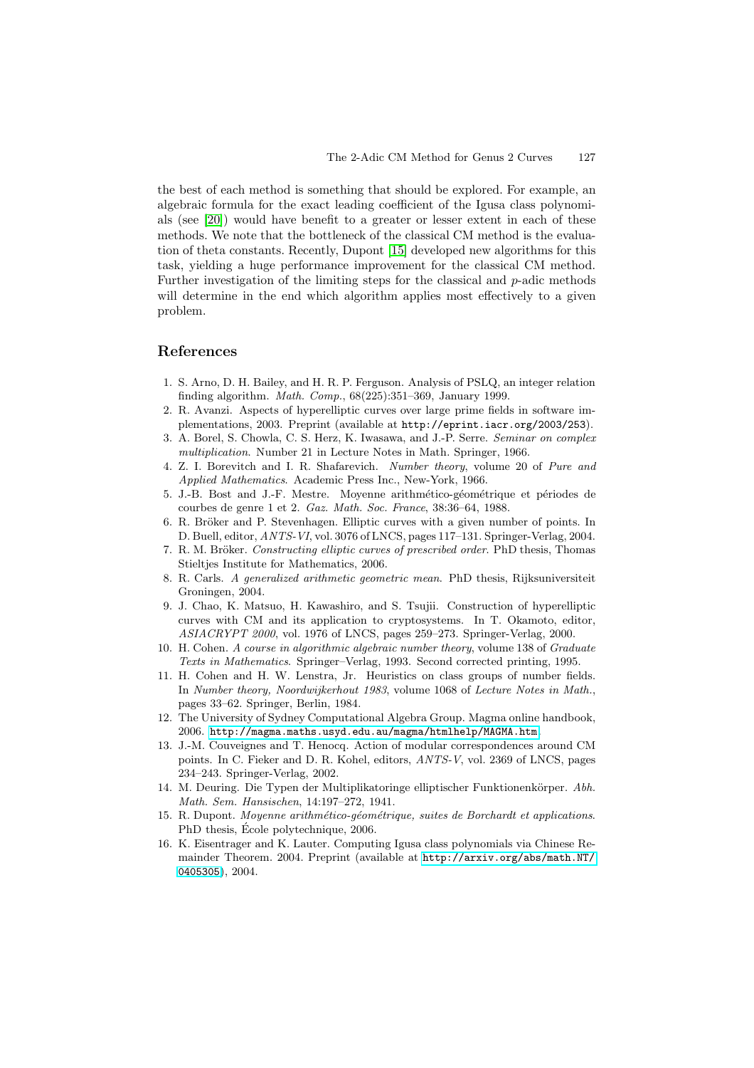the best of each method is something that should be explored. For example, an algebraic formula for the exact leading coefficient of the Igusa class polynomials (see [20]) would have benefit to a greater or lesser extent in each of these methods. We note that the bottleneck of the classical CM method is the evaluation of theta constants. Recently, Dupont [15] developed new algorithms for this task, yielding a huge performance improvement for the classical CM method. Further investigation of the limiting steps for the classical and $p$-adic methods will determine in the end which algorithm applies most effectively to a given problem.

## References

1. S. Arno, D. H. Bailey, and H. R. P. Ferguson. Analysis of PSLQ, an integer relation finding algorithm. *Math. Comp.*, 68(225):351–369, January 1999.
2. R. Avanzi. Aspects of hyperelliptic curves over large prime fields in software implementations, 2003. Preprint (available at http://eprint.iacr.org/2003/253).
3. A. Borel, S. Chowla, C. S. Herz, K. Iwasawa, and J.-P. Serre. *Seminar on complex multiplication*. Number 21 in Lecture Notes in Math. Springer, 1966.
4. Z. I. Borevitch and I. R. Shafarevich. *Number theory*, volume 20 of *Pure and Applied Mathematics*. Academic Press Inc., New-York, 1966.
5. J.-B. Bost and J.-F. Mestre. Moyenne arithmético-géométrique et périodes de courbes de genre 1 et 2. *Gaz. Math. Soc. France*, 38:36–64, 1988.
6. R. Bröker and P. Stevenhagen. Elliptic curves with a given number of points. In D. Buell, editor, *ANTS-VI*, vol. 3076 of LNCS, pages 117–131. Springer-Verlag, 2004.
7. R. M. Bröker. *Constructing elliptic curves of prescribed order*. PhD thesis, Thomas Stieltjes Institute for Mathematics, 2006.
8. R. Carls. *A generalized arithmetic geometric mean*. PhD thesis, Rijksuniversiteit Groningen, 2004.
9. J. Chao, K. Matsuo, H. Kawashiro, and S. Tsujii. Construction of hyperelliptic curves with CM and its application to cryptosystems. In T. Okamoto, editor, *ASIACRYPT 2000*, vol. 1976 of LNCS, pages 259–273. Springer-Verlag, 2000.
10. H. Cohen. *A course in algorithmic algebraic number theory*, volume 138 of *Graduate Texts in Mathematics*. Springer–Verlag, 1993. Second corrected printing, 1995.
11. H. Cohen and H. W. Lenstra, Jr. Heuristics on class groups of number fields. In *Number theory, Noordwijkerhout 1983*, volume 1068 of *Lecture Notes in Math.*, pages 33–62. Springer, Berlin, 1984.
12. The University of Sydney Computational Algebra Group. Magma online handbook, 2006. http://magma.maths.usyd.edu.au/magma/htmlhelp/MAGMA.htm.
13. J.-M. Couveignes and T. Henocq. Action of modular correspondences around CM points. In C. Fieker and D. R. Kohel, editors, *ANTS-V*, vol. 2369 of LNCS, pages 234–243. Springer-Verlag, 2002.
14. M. Deuring. Die Typen der Multiplikatoringe elliptischer Funktionenkörper. *Abh. Math. Sem. Hansischen*, 14:197–272, 1941.
15. R. Dupont. *Moyenne arithmético-géométrique, suites de Borchardt et applications*. PhD thesis, École polytechnique, 2006.
16. K. Eisentrager and K. Lauter. Computing Igusa class polynomials via Chinese Remainder Theorem. 2004. Preprint (available at http://arxiv.org/abs/math.NT/0405305), 2004.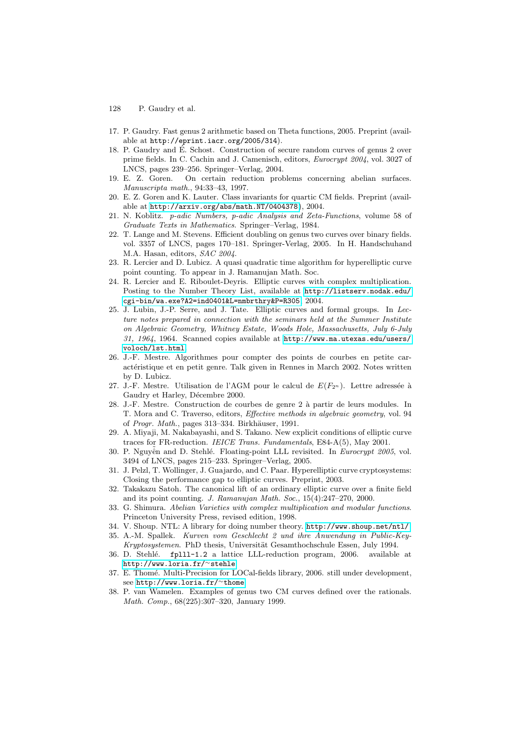17. P. Gaudry. Fast genus 2 arithmetic based on Theta functions, 2005. Preprint (available at http://eprint.iacr.org/2005/314).
18. P. Gaudry and É. Schost. Construction of secure random curves of genus 2 over prime fields. In C. Cachin and J. Camenisch, editors, *Eurocrypt 2004*, vol. 3027 of LNCS, pages 239–256. Springer–Verlag, 2004.
19. E. Z. Goren. On certain reduction problems concerning abelian surfaces. *Manuscripta math.*, 94:33–43, 1997.
20. E. Z. Goren and K. Lauter. Class invariants for quartic CM fields. Preprint (available at http://arxiv.org/abs/math.NT/0404378), 2004.
21. N. Koblitz. *p-adic Numbers, p-adic Analysis and Zeta-Functions*, volume 58 of *Graduate Texts in Mathematics*. Springer–Verlag, 1984.
22. T. Lange and M. Stevens. Efficient doubling on genus two curves over binary fields. vol. 3357 of LNCS, pages 170–181. Springer-Verlag, 2005. In H. Handschuhand M.A. Hasan, editors, *SAC 2004*.
23. R. Lercier and D. Lubicz. A quasi quadratic time algorithm for hyperelliptic curve point counting. To appear in J. Ramanujan Math. Soc.
24. R. Lercier and E. Riboulet-Deyris. Elliptic curves with complex multiplication. Posting to the Number Theory List, available at http://listserv.nodak.edu/cgi-bin/wa.exe?A2=ind0401&L=nmbrthry&P=R305, 2004.
25. J. Lubin, J.-P. Serre, and J. Tate. Elliptic curves and formal groups. In *Lecture notes prepared in connection with the seminars held at the Summer Institute on Algebraic Geometry, Whitney Estate, Woods Hole, Massachusetts, July 6-July 31, 1964*, 1964. Scanned copies available at http://www.ma.utexas.edu/users/voloch/lst.html.
26. J.-F. Mestre. Algorithmes pour compter des points de courbes en petite caractéristique et en petit genre. Talk given in Rennes in March 2002. Notes written by D. Lubicz.
27. J.-F. Mestre. Utilisation de l'AGM pour le calcul de $E(F_{2^n})$. Lettre adressée à Gaudry et Harley, Décembre 2000.
28. J.-F. Mestre. Construction de courbes de genre 2 à partir de leurs modules. In T. Mora and C. Traverso, editors, *Effective methods in algebraic geometry*, vol. 94 of *Progr. Math.*, pages 313–334. Birkhäuser, 1991.
29. A. Miyaji, M. Nakabayashi, and S. Takano. New explicit conditions of elliptic curve traces for FR-reduction. *IEICE Trans. Fundamentals*, E84-A(5), May 2001.
30. P. Nguyễn and D. Stehlé. Floating-point LLL revisited. In *Eurocrypt 2005*, vol. 3494 of LNCS, pages 215–233. Springer–Verlag, 2005.
31. J. Pelzl, T. Wollinger, J. Guajardo, and C. Paar. Hyperelliptic curve cryptosystems: Closing the performance gap to elliptic curves. Preprint, 2003.
32. Takakazu Satoh. The canonical lift of an ordinary elliptic curve over a finite field and its point counting. *J. Ramanujan Math. Soc.*, 15(4):247–270, 2000.
33. G. Shimura. *Abelian Varieties with complex multiplication and modular functions*. Princeton University Press, revised edition, 1998.
34. V. Shoup. NTL: A library for doing number theory. http://www.shoup.net/ntl/.
35. A.-M. Spallek. *Kurven vom Geschlecht 2 und ihre Anwendung in Public-Key-Kryptosystemen*. PhD thesis, Universität Gesamthochschule Essen, July 1994.
36. D. Stehlé. fplll-1.2 a lattice LLL-reduction program, 2006. available at http://www.loria.fr/~stehle.
37. E. Thomé. Multi-Precision for LOCal-fields library, 2006. still under development, see http://www.loria.fr/~thome.
38. P. van Wamelen. Examples of genus two CM curves defined over the rationals. *Math. Comp.*, 68(225):307–320, January 1999.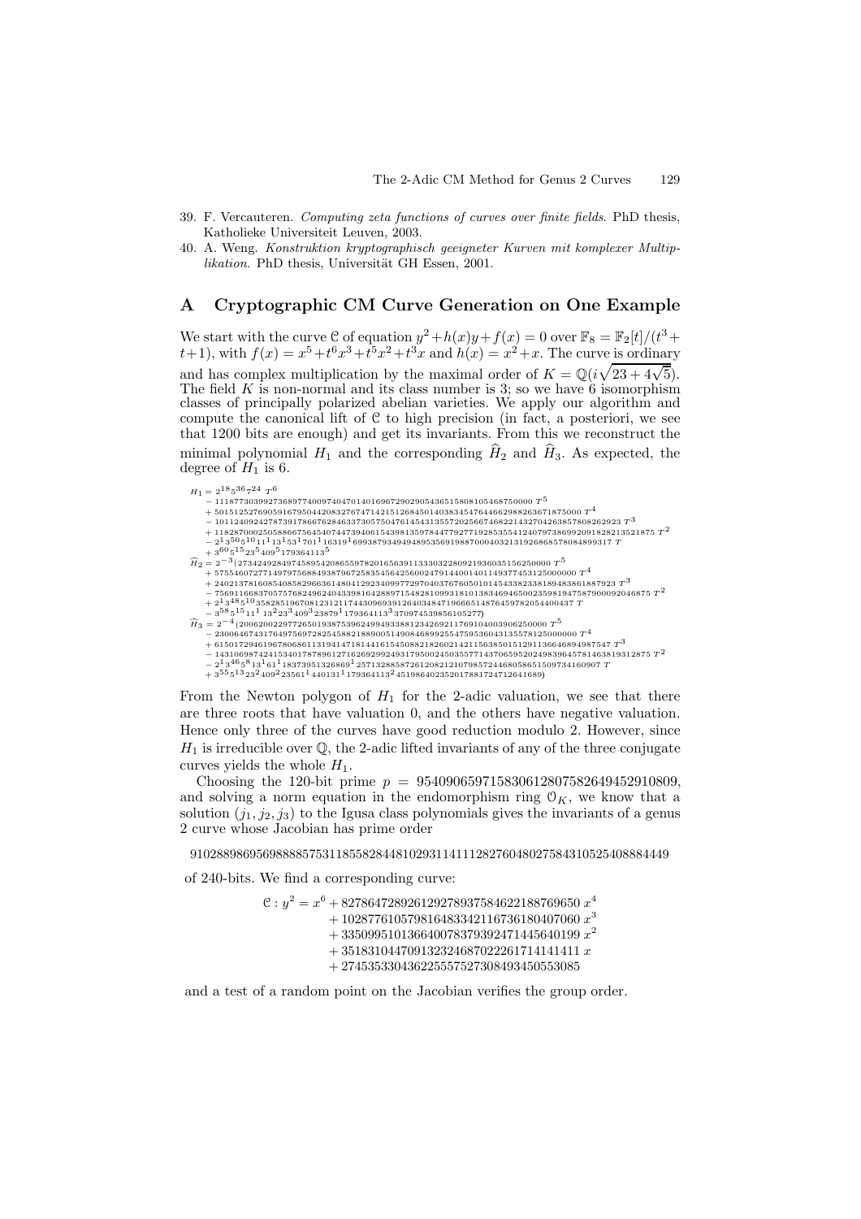39. F. Vercauteren. *Computing zeta functions of curves over finite fields*. PhD thesis, Katholieke Universiteit Leuven, 2003.
40. A. Weng. *Konstruktion kryptographisch geeigneter Kurven mit komplexer Multiplikation*. PhD thesis, Universität GH Essen, 2001.

## A Cryptographic CM Curve Generation on One Example

We start with the curve $\mathcal{C}$ of equation $y^2+h(x)y+f(x)=0$ over $\mathbb{F}_8=\mathbb{F}_2[t]/(t^3+t+1)$, with $f(x)=x^5+t^6x^3+t^5x^2+t^3x$ and $h(x)=x^2+x$. The curve is ordinary and has complex multiplication by the maximal order of $K=\mathbb{Q}(i\sqrt{23+4\sqrt{5}})$. The field $K$ is non-normal and its class number is 3; so we have 6 isomorphism classes of principally polarized abelian varieties. We apply our algorithm and compute the canonical lift of $\mathcal{C}$ to high precision (in fact, a posteriori, we see that 1200 bits are enough) and get its invariants. From this we reconstruct the minimal polynomial $H_1$ and the corresponding $\widehat{H}_2$ and $\widehat{H}_3$. As expected, the degree of $H_1$ is 6.

$$
\begin{aligned}
H_1 = {} & 2^{18}5^{36}7^{24}\ T^6 \\
& - 111877303992736897740097404701401696729029054365158081054687500000\ T^5 \\
& + 50151252769059167950442083276747142151268450140383454764466298826367187500\ T^4 \\
& - 1011240924278739178667628463373057504761454313557202566746822143270426385780826 2923\ T^3 \\
& + 11828700025058866756454074473940615439813597844779277192853554124079738699209182 8213521875\ T^2 \\
& - 2^1 3^{50} 5^{10} 11^1 13^1 53^1 701^1 16319^1 699387934949489535691988700040321319268685780848993 17\ T \\
& + 3^{60} 5^{15} 23^5 409^5 179364113^5
\end{aligned}
$$

$$
\begin{aligned}
\widehat{H}_2 = 2^{-3}( & 27342492849745895420865597820165639113330322809219360351562500 00\ T^5 \\
& + 5755460727714979756884938796725835456425600247914400140114937745312500 0000\ T^4 \\
& + 24021378160854085829663614804129234099772970403767605010145433823381894838618879 23\ T^3 \\
& - 75691166837057576824962404339816428897154828109931810138346946500235981947587900092046875\ T^2 \\
& + 2^1 3^{48} 5^{10} 358285196708123121174430969391264034847196665148764597820544004 37\ T \\
& - 3^{58} 5^{15} 11^1 13^2 23^3 409^3 23879^1 179364113^3 37097453985610527 7)
\end{aligned}
$$

$$
\begin{aligned}
\widehat{H}_3 = 2^{-4}( & 20062002297726501938753962499493388123426921176910400390625000 0\ T^5 \\
& - 23006467431764975697282545882188900514908468992554759536043135557812500000 0\ T^4 \\
& + 61501729461967806861131941471814416154508821826021421156385015129113664689498754 7\ T^3 \\
& - 14310698742415340178789612716269299249317950024503557714370659520249839645781463819312875\ T^2 \\
& - 2^1 3^{46} 5^8 13^1 61^1 18373951326869^1 2571328858726120821210798572446805865150973416090 7\ T \\
& + 3^{55} 5^{13} 23^2 409^2 23561^1 440131^1 179364113^2 451986402352017881724712641689)
\end{aligned}
$$

From the Newton polygon of $H_1$ for the 2-adic valuation, we see that there are three roots that have valuation 0, and the others have negative valuation. Hence only three of the curves have good reduction modulo 2. However, since $H_1$ is irreducible over $\mathbb{Q}$, the 2-adic lifted invariants of any of the three conjugate curves yields the whole $H_1$.

Choosing the 120-bit prime $p=954090659715830612807582649452910809$, and solving a norm equation in the endomorphism ring $\mathcal{O}_K$, we know that a solution $(j_1,j_2,j_3)$ to the Igusa class polynomials gives the invariants of a genus 2 curve whose Jacobian has prime order

910288986956988885753118558284481029311411128276048027584310525408884449

of 240-bits. We find a corresponding curve:

$$
\begin{aligned}
\mathcal{C}: y^2 = {} & x^6 + 827864728926129278937584622188769650\ x^4 \\
& + 102877610579816483342116736180407060\ x^3 \\
& + 335099510136640078379392471445640199\ x^2 \\
& + 351831044709132324687022261714141411\ x \\
& + 274535330436225557527308493450553085
\end{aligned}
$$

and a test of a random point on the Jacobian verifies the group order.